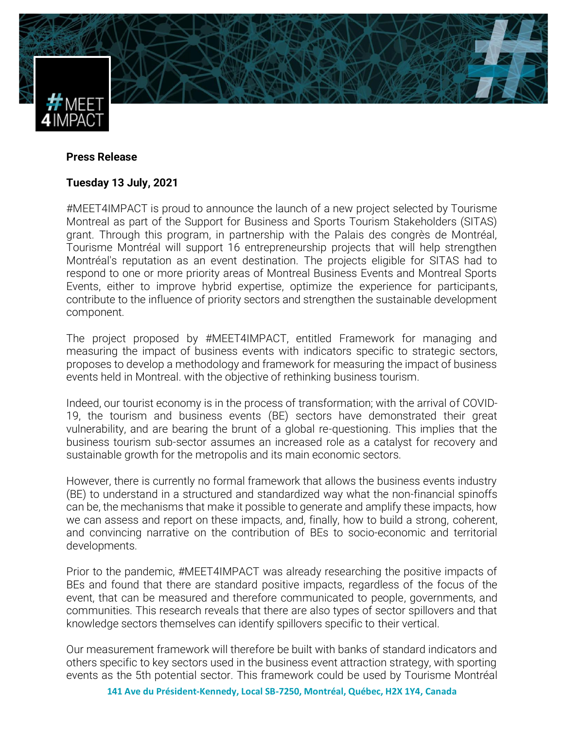#MEET 4IMPACT

**Press Release**

**Tuesday 13 July, 2021**

#MEET4IMPACT is proud to announce the launch of a new project selected by Tourisme Montreal as part of the Support for Business and Sports Tourism Stakeholders (SITAS) grant. Through this program, in partnership with the Palais des congrès de Montréal, Tourisme Montréal will support 16 entrepreneurship projects that will help strengthen Montréal's reputation as an event destination. The projects eligible for SITAS had to respond to one or more priority areas of Montreal Business Events and Montreal Sports Events, either to improve hybrid expertise, optimize the experience for participants, contribute to the influence of priority sectors and strengthen the sustainable development component.

The project proposed by #MEET4IMPACT, entitled Framework for managing and measuring the impact of business events with indicators specific to strategic sectors, proposes to develop a methodology and framework for measuring the impact of business events held in Montreal. with the objective of rethinking business tourism.

Indeed, our tourist economy is in the process of transformation; with the arrival of COVID-19, the tourism and business events (BE) sectors have demonstrated their great vulnerability, and are bearing the brunt of a global re-questioning. This implies that the business tourism sub-sector assumes an increased role as a catalyst for recovery and sustainable growth for the metropolis and its main economic sectors.

However, there is currently no formal framework that allows the business events industry (BE) to understand in a structured and standardized way what the non-financial spinoffs can be, the mechanisms that make it possible to generate and amplify these impacts, how we can assess and report on these impacts, and, finally, how to build a strong, coherent, and convincing narrative on the contribution of BEs to socio-economic and territorial developments.

Prior to the pandemic, #MEET4IMPACT was already researching the positive impacts of BEs and found that there are standard positive impacts, regardless of the focus of the event, that can be measured and therefore communicated to people, governments, and communities. This research reveals that there are also types of sector spillovers and that knowledge sectors themselves can identify spillovers specific to their vertical.

Our measurement framework will therefore be built with banks of standard indicators and others specific to key sectors used in the business event attraction strategy, with sporting events as the 5th potential sector. This framework could be used by Tourisme Montréal

141 Ave du Président-Kennedy, Local SB-7250, Montréal, Québec, H2X 1Y4, Canada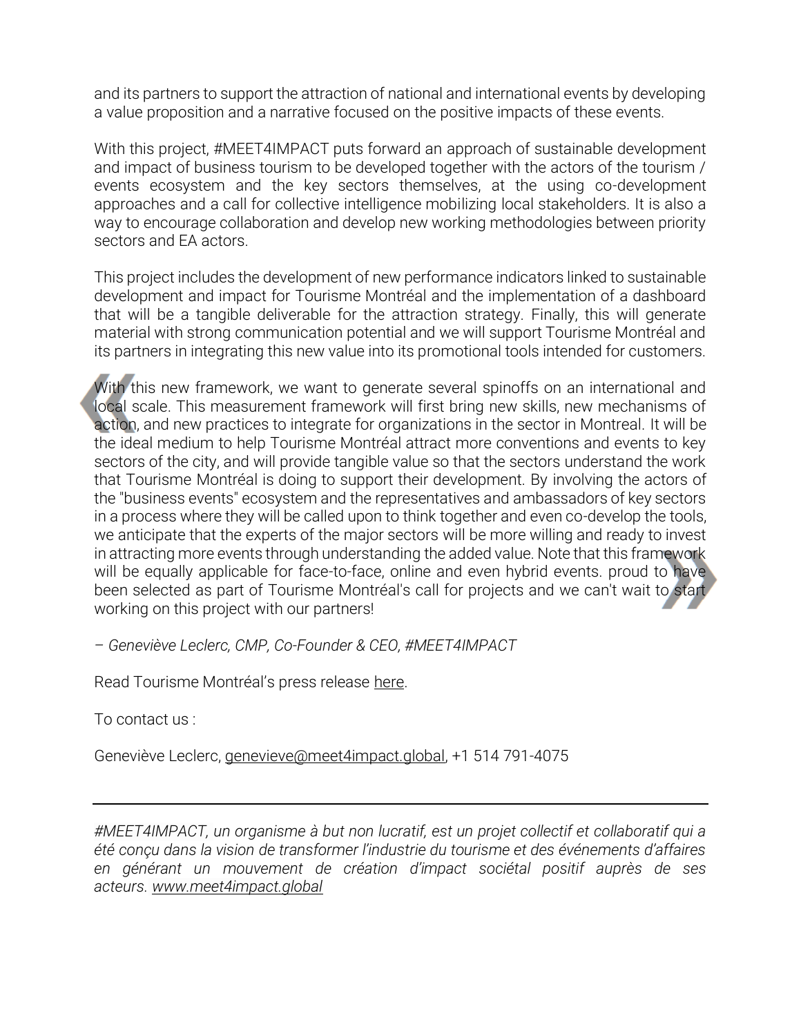and its partners to support the attraction of national and international events by developing a value proposition and a narrative focused on the positive impacts of these events.

With this project, #MEET4IMPACT puts forward an approach of sustainable development and impact of business tourism to be developed together with the actors of the tourism / events ecosystem and the key sectors themselves, at the using co-development approaches and a call for collective intelligence mobilizing local stakeholders. It is also a way to encourage collaboration and develop new working methodologies between priority sectors and EA actors.

This project includes the development of new performance indicators linked to sustainable development and impact for Tourisme Montréal and the implementation of a dashboard that will be a tangible deliverable for the attraction strategy. Finally, this will generate material with strong communication potential and we will support Tourisme Montréal and its partners in integrating this new value into its promotional tools intended for customers.

> « With this new framework, we want to generate several spinoffs on an international and local scale. This measurement framework will first bring new skills, new mechanisms of action, and new practices to integrate for organizations in the sector in Montreal. It will be the ideal medium to help Tourisme Montréal attract more conventions and events to key sectors of the city, and will provide tangible value so that the sectors understand the work that Tourisme Montréal is doing to support their development. By involving the actors of the "business events" ecosystem and the representatives and ambassadors of key sectors in a process where they will be called upon to think together and even co-develop the tools, we anticipate that the experts of the major sectors will be more willing and ready to invest in attracting more events through understanding the added value. Note that this framework will be equally applicable for face-to-face, online and even hybrid events. proud to have been selected as part of Tourisme Montréal's call for projects and we can't wait to start working on this project with our partners! »

*– Geneviève Leclerc, CMP, Co-Founder & CEO, #MEET4IMPACT*

Read Tourisme Montréal's press release here.

To contact us :

Geneviève Leclerc, genevieve@meet4impact.global, +1 514 791-4075

---

*#MEET4IMPACT, un organisme à but non lucratif, est un projet collectif et collaboratif qui a été conçu dans la vision de transformer l'industrie du tourisme et des événements d'affaires en générant un mouvement de création d'impact sociétal positif auprès de ses acteurs. www.meet4impact.global*